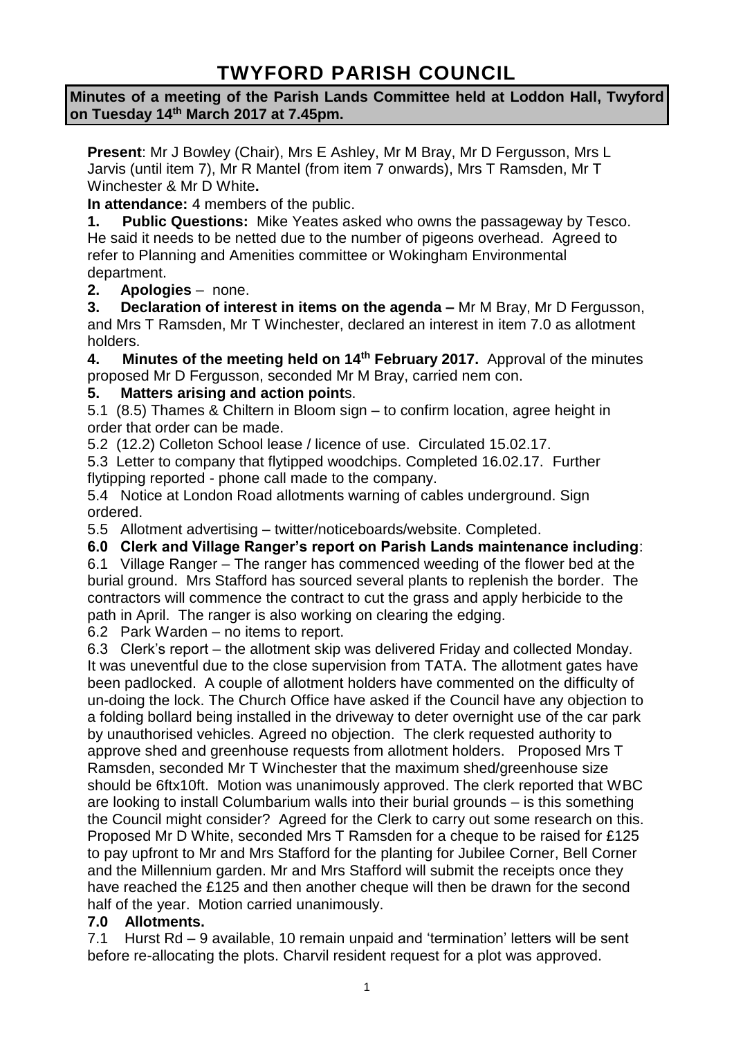# TWYFORD PARISH COUNCIL

**Minutes of a meeting of the Parish Lands Committee held at Loddon Hall, Twyford on Tuesday 14th March 2017 at 7.45pm.**

**Present**: Mr J Bowley (Chair), Mrs E Ashley, Mr M Bray, Mr D Fergusson, Mrs L Jarvis (until item 7), Mr R Mantel (from item 7 onwards), Mrs T Ramsden, Mr T Winchester & Mr D White**.**

**In attendance:** 4 members of the public.

**1. Public Questions:** Mike Yeates asked who owns the passageway by Tesco. He said it needs to be netted due to the number of pigeons overhead. Agreed to refer to Planning and Amenities committee or Wokingham Environmental department.

**2. Apologies** – none.

**3. Declaration of interest in items on the agenda –** Mr M Bray, Mr D Fergusson, and Mrs T Ramsden, Mr T Winchester, declared an interest in item 7.0 as allotment holders.

**4. Minutes of the meeting held on 14th February 2017.** Approval of the minutes proposed Mr D Fergusson, seconded Mr M Bray, carried nem con.

**5. Matters arising and action point**s.

5.1 (8.5) Thames & Chiltern in Bloom sign – to confirm location, agree height in order that order can be made.

5.2 (12.2) Colleton School lease / licence of use. Circulated 15.02.17.

5.3 Letter to company that flytipped woodchips. Completed 16.02.17. Further flytipping reported - phone call made to the company.

5.4 Notice at London Road allotments warning of cables underground. Sign ordered.

5.5 Allotment advertising – twitter/noticeboards/website. Completed.

**6.0 Clerk and Village Ranger's report on Parish Lands maintenance including**:

6.1 Village Ranger – The ranger has commenced weeding of the flower bed at the burial ground. Mrs Stafford has sourced several plants to replenish the border. The contractors will commence the contract to cut the grass and apply herbicide to the path in April. The ranger is also working on clearing the edging.

6.2 Park Warden – no items to report.

6.3 Clerk's report – the allotment skip was delivered Friday and collected Monday. It was uneventful due to the close supervision from TATA. The allotment gates have been padlocked. A couple of allotment holders have commented on the difficulty of un-doing the lock. The Church Office have asked if the Council have any objection to a folding bollard being installed in the driveway to deter overnight use of the car park by unauthorised vehicles. Agreed no objection. The clerk requested authority to approve shed and greenhouse requests from allotment holders. Proposed Mrs T Ramsden, seconded Mr T Winchester that the maximum shed/greenhouse size should be 6ftx10ft. Motion was unanimously approved. The clerk reported that WBC are looking to install Columbarium walls into their burial grounds – is this something the Council might consider? Agreed for the Clerk to carry out some research on this. Proposed Mr D White, seconded Mrs T Ramsden for a cheque to be raised for £125 to pay upfront to Mr and Mrs Stafford for the planting for Jubilee Corner, Bell Corner and the Millennium garden. Mr and Mrs Stafford will submit the receipts once they have reached the £125 and then another cheque will then be drawn for the second half of the year. Motion carried unanimously.

**7.0 Allotments.**

7.1 Hurst Rd – 9 available, 10 remain unpaid and 'termination' letters will be sent before re-allocating the plots. Charvil resident request for a plot was approved.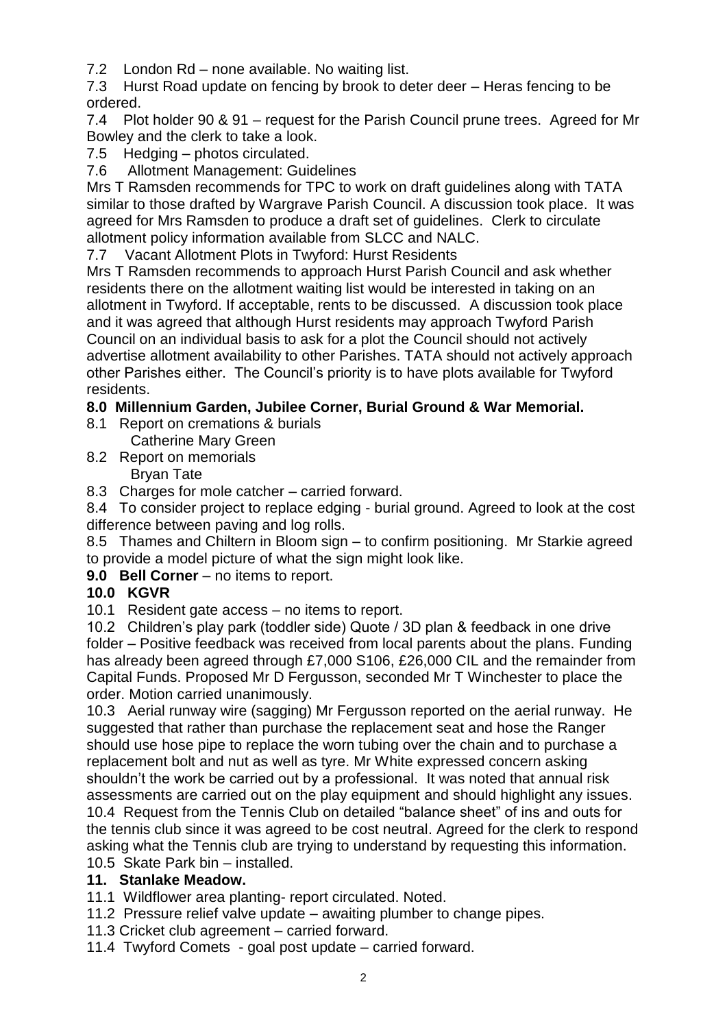7.2 London Rd – none available. No waiting list.

7.3 Hurst Road update on fencing by brook to deter deer – Heras fencing to be ordered.

7.4 Plot holder 90 & 91 – request for the Parish Council prune trees. Agreed for Mr Bowley and the clerk to take a look.

7.5 Hedging – photos circulated.

7.6 Allotment Management: Guidelines

Mrs T Ramsden recommends for TPC to work on draft guidelines along with TATA similar to those drafted by Wargrave Parish Council. A discussion took place. It was agreed for Mrs Ramsden to produce a draft set of guidelines. Clerk to circulate allotment policy information available from SLCC and NALC.

7.7 Vacant Allotment Plots in Twyford: Hurst Residents

Mrs T Ramsden recommends to approach Hurst Parish Council and ask whether residents there on the allotment waiting list would be interested in taking on an allotment in Twyford. If acceptable, rents to be discussed. A discussion took place and it was agreed that although Hurst residents may approach Twyford Parish Council on an individual basis to ask for a plot the Council should not actively advertise allotment availability to other Parishes. TATA should not actively approach other Parishes either. The Council's priority is to have plots available for Twyford residents.

**8.0 Millennium Garden, Jubilee Corner, Burial Ground & War Memorial.**

8.1 Report on cremations & burials
  Catherine Mary Green

8.2 Report on memorials
  Bryan Tate

8.3 Charges for mole catcher – carried forward.

8.4 To consider project to replace edging - burial ground. Agreed to look at the cost difference between paving and log rolls.

8.5 Thames and Chiltern in Bloom sign – to confirm positioning. Mr Starkie agreed to provide a model picture of what the sign might look like.

**9.0 Bell Corner** – no items to report.

**10.0 KGVR**

10.1 Resident gate access – no items to report.

10.2 Children's play park (toddler side) Quote / 3D plan & feedback in one drive folder – Positive feedback was received from local parents about the plans. Funding has already been agreed through £7,000 S106, £26,000 CIL and the remainder from Capital Funds. Proposed Mr D Fergusson, seconded Mr T Winchester to place the order. Motion carried unanimously.

10.3 Aerial runway wire (sagging) Mr Fergusson reported on the aerial runway. He suggested that rather than purchase the replacement seat and hose the Ranger should use hose pipe to replace the worn tubing over the chain and to purchase a replacement bolt and nut as well as tyre. Mr White expressed concern asking shouldn't the work be carried out by a professional. It was noted that annual risk assessments are carried out on the play equipment and should highlight any issues.

10.4 Request from the Tennis Club on detailed "balance sheet" of ins and outs for the tennis club since it was agreed to be cost neutral. Agreed for the clerk to respond asking what the Tennis club are trying to understand by requesting this information.

10.5 Skate Park bin – installed.

**11. Stanlake Meadow.**

11.1 Wildflower area planting- report circulated. Noted.

11.2 Pressure relief valve update – awaiting plumber to change pipes.

11.3 Cricket club agreement – carried forward.

11.4 Twyford Comets - goal post update – carried forward.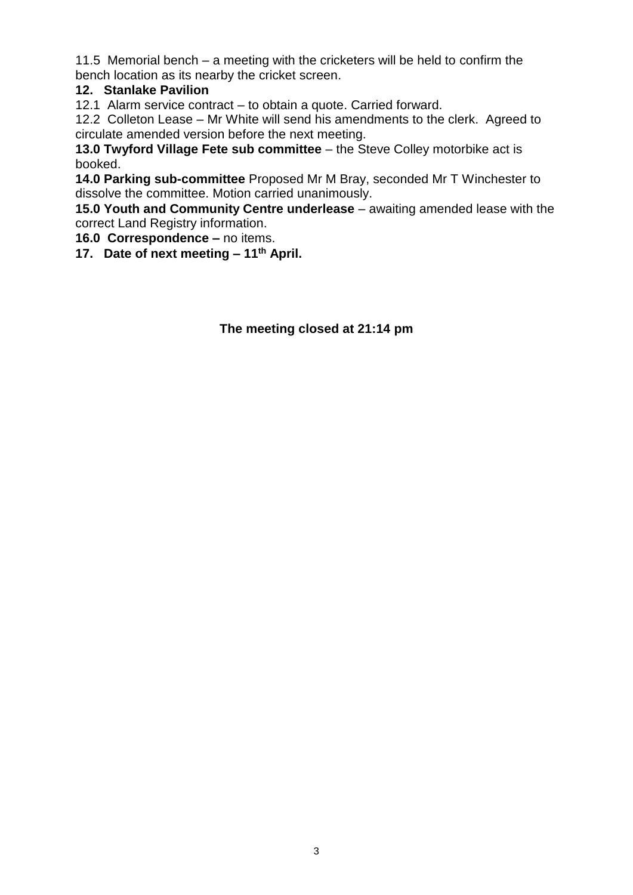11.5 Memorial bench – a meeting with the cricketers will be held to confirm the bench location as its nearby the cricket screen.

**12. Stanlake Pavilion**

12.1 Alarm service contract – to obtain a quote. Carried forward.

12.2 Colleton Lease – Mr White will send his amendments to the clerk. Agreed to circulate amended version before the next meeting.

**13.0 Twyford Village Fete sub committee** – the Steve Colley motorbike act is booked.

**14.0 Parking sub-committee** Proposed Mr M Bray, seconded Mr T Winchester to dissolve the committee. Motion carried unanimously.

**15.0 Youth and Community Centre underlease** – awaiting amended lease with the correct Land Registry information.

**16.0 Correspondence –** no items.

**17. Date of next meeting – 11th April.**

**The meeting closed at 21:14 pm**